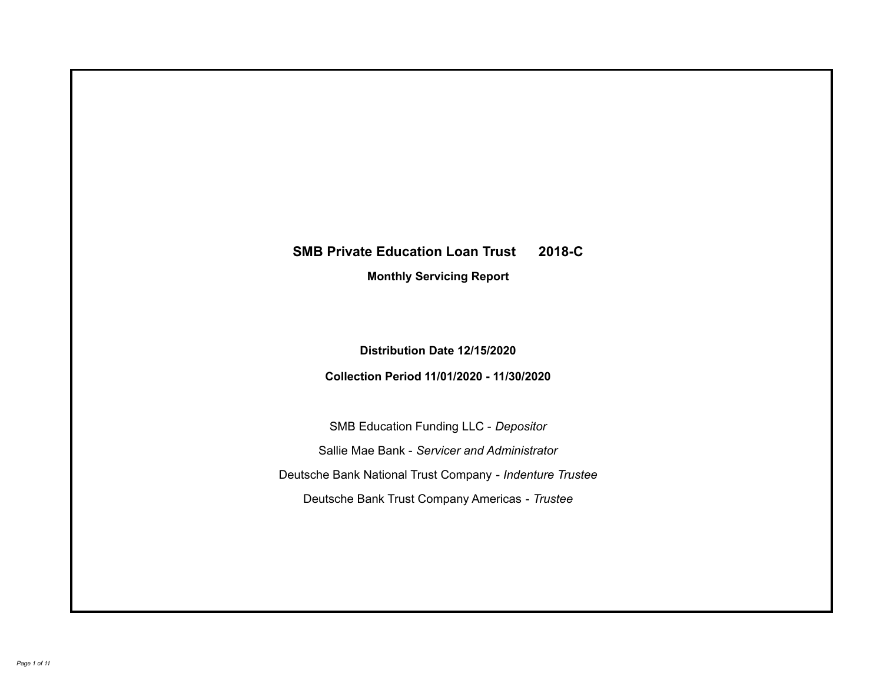# SMB Private Education Loan Trust 2018-C

**Monthly Servicing Report**

**Distribution Date 12/15/2020**

**Collection Period 11/01/2020 - 11/30/2020**

SMB Education Funding LLC - *Depositor*

Sallie Mae Bank - *Servicer and Administrator*

Deutsche Bank National Trust Company - *Indenture Trustee*

Deutsche Bank Trust Company Americas - *Trustee*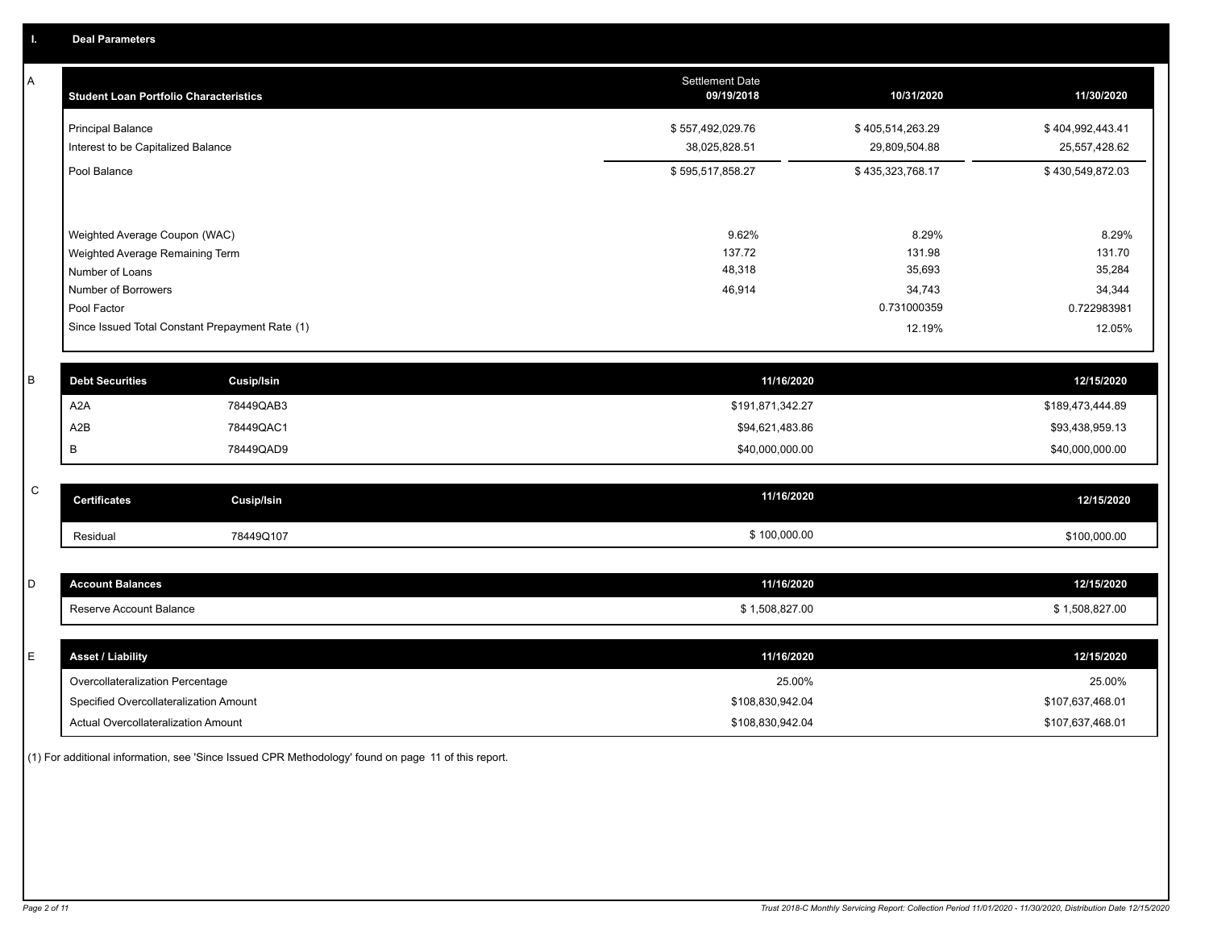## I. Deal Parameters

### A

| Student Loan Portfolio Characteristics | Settlement Date 09/19/2018 | 10/31/2020 | 11/30/2020 |
| --- | --- | --- | --- |
| Principal Balance | $ 557,492,029.76 | $ 405,514,263.29 | $ 404,992,443.41 |
| Interest to be Capitalized Balance | 38,025,828.51 | 29,809,504.88 | 25,557,428.62 |
| Pool Balance | $ 595,517,858.27 | $ 435,323,768.17 | $ 430,549,872.03 |
| Weighted Average Coupon (WAC) | 9.62% | 8.29% | 8.29% |
| Weighted Average Remaining Term | 137.72 | 131.98 | 131.70 |
| Number of Loans | 48,318 | 35,693 | 35,284 |
| Number of Borrowers | 46,914 | 34,743 | 34,344 |
| Pool Factor | | 0.731000359 | 0.722983981 |
| Since Issued Total Constant Prepayment Rate (1) | | 12.19% | 12.05% |

### B

| Debt Securities | Cusip/Isin | 11/16/2020 | 12/15/2020 |
| --- | --- | --- | --- |
| A2A | 78449QAB3 | $191,871,342.27 | $189,473,444.89 |
| A2B | 78449QAC1 | $94,621,483.86 | $93,438,959.13 |
| B | 78449QAD9 | $40,000,000.00 | $40,000,000.00 |

### C

| Certificates | Cusip/Isin | 11/16/2020 | 12/15/2020 |
| --- | --- | --- | --- |
| Residual | 78449Q107 | $ 100,000.00 | $100,000.00 |

### D

| Account Balances | 11/16/2020 | 12/15/2020 |
| --- | --- | --- |
| Reserve Account Balance | $ 1,508,827.00 | $ 1,508,827.00 |

### E

| Asset / Liability | 11/16/2020 | 12/15/2020 |
| --- | --- | --- |
| Overcollateralization Percentage | 25.00% | 25.00% |
| Specified Overcollateralization Amount | $108,830,942.04 | $107,637,468.01 |
| Actual Overcollateralization Amount | $108,830,942.04 | $107,637,468.01 |

(1) For additional information, see 'Since Issued CPR Methodology' found on page 11 of this report.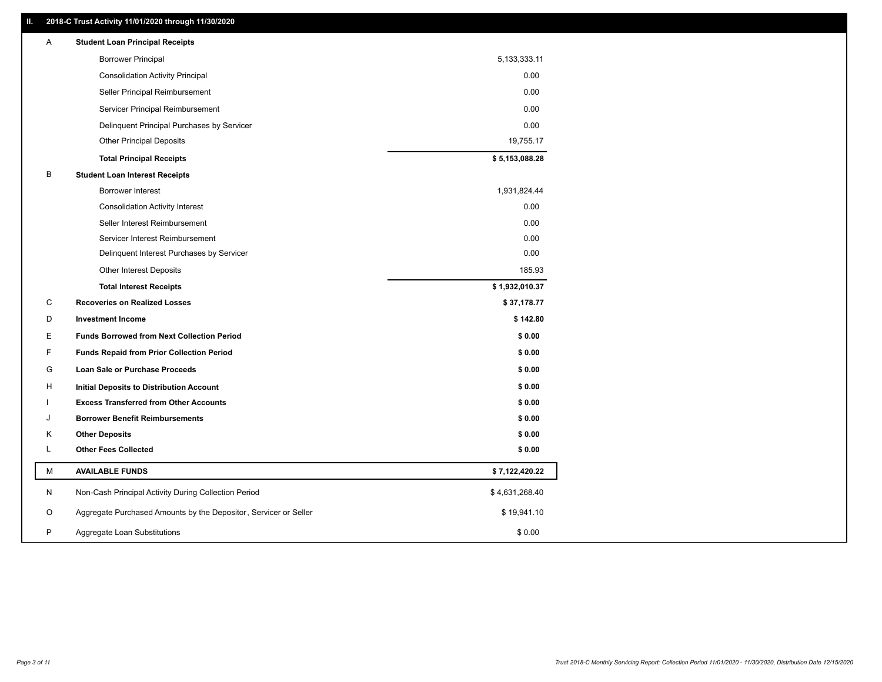## II. 2018-C Trust Activity 11/01/2020 through 11/30/2020

| | | |
|---|---|---|
| A | **Student Loan Principal Receipts** | |
| | Borrower Principal | 5,133,333.11 |
| | Consolidation Activity Principal | 0.00 |
| | Seller Principal Reimbursement | 0.00 |
| | Servicer Principal Reimbursement | 0.00 |
| | Delinquent Principal Purchases by Servicer | 0.00 |
| | Other Principal Deposits | 19,755.17 |
| | **Total Principal Receipts** | **$ 5,153,088.28** |
| B | **Student Loan Interest Receipts** | |
| | Borrower Interest | 1,931,824.44 |
| | Consolidation Activity Interest | 0.00 |
| | Seller Interest Reimbursement | 0.00 |
| | Servicer Interest Reimbursement | 0.00 |
| | Delinquent Interest Purchases by Servicer | 0.00 |
| | Other Interest Deposits | 185.93 |
| | **Total Interest Receipts** | **$ 1,932,010.37** |
| C | **Recoveries on Realized Losses** | **$ 37,178.77** |
| D | **Investment Income** | **$ 142.80** |
| E | **Funds Borrowed from Next Collection Period** | **$ 0.00** |
| F | **Funds Repaid from Prior Collection Period** | **$ 0.00** |
| G | **Loan Sale or Purchase Proceeds** | **$ 0.00** |
| H | **Initial Deposits to Distribution Account** | **$ 0.00** |
| I | **Excess Transferred from Other Accounts** | **$ 0.00** |
| J | **Borrower Benefit Reimbursements** | **$ 0.00** |
| K | **Other Deposits** | **$ 0.00** |
| L | **Other Fees Collected** | **$ 0.00** |
| M | **AVAILABLE FUNDS** | **$ 7,122,420.22** |
| N | Non-Cash Principal Activity During Collection Period | $ 4,631,268.40 |
| O | Aggregate Purchased Amounts by the Depositor, Servicer or Seller | $ 19,941.10 |
| P | Aggregate Loan Substitutions | $ 0.00 |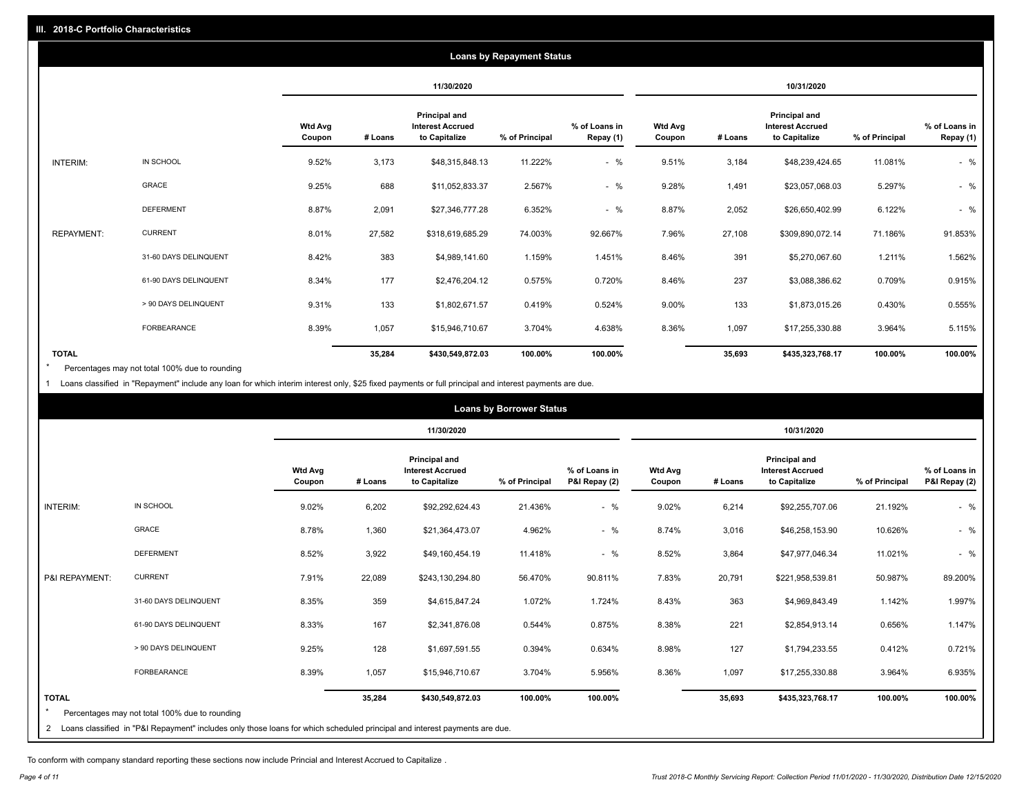## III. 2018-C Portfolio Characteristics

### Loans by Repayment Status

| | | 11/30/2020 | | | | | 10/31/2020 | | | | |
|---|---|---|---|---|---|---|---|---|---|---|---|
| | | Wtd Avg Coupon | # Loans | Principal and Interest Accrued to Capitalize | % of Principal | % of Loans in Repay (1) | Wtd Avg Coupon | # Loans | Principal and Interest Accrued to Capitalize | % of Principal | % of Loans in Repay (1) |
| INTERIM: | IN SCHOOL | 9.52% | 3,173 | $48,315,848.13 | 11.222% | - % | 9.51% | 3,184 | $48,239,424.65 | 11.081% | - % |
| | GRACE | 9.25% | 688 | $11,052,833.37 | 2.567% | - % | 9.28% | 1,491 | $23,057,068.03 | 5.297% | - % |
| | DEFERMENT | 8.87% | 2,091 | $27,346,777.28 | 6.352% | - % | 8.87% | 2,052 | $26,650,402.99 | 6.122% | - % |
| REPAYMENT: | CURRENT | 8.01% | 27,582 | $318,619,685.29 | 74.003% | 92.667% | 7.96% | 27,108 | $309,890,072.14 | 71.186% | 91.853% |
| | 31-60 DAYS DELINQUENT | 8.42% | 383 | $4,989,141.60 | 1.159% | 1.451% | 8.46% | 391 | $5,270,067.60 | 1.211% | 1.562% |
| | 61-90 DAYS DELINQUENT | 8.34% | 177 | $2,476,204.12 | 0.575% | 0.720% | 8.46% | 237 | $3,088,386.62 | 0.709% | 0.915% |
| | > 90 DAYS DELINQUENT | 9.31% | 133 | $1,802,671.57 | 0.419% | 0.524% | 9.00% | 133 | $1,873,015.26 | 0.430% | 0.555% |
| | FORBEARANCE | 8.39% | 1,057 | $15,946,710.67 | 3.704% | 4.638% | 8.36% | 1,097 | $17,255,330.88 | 3.964% | 5.115% |
| TOTAL | | | 35,284 | $430,549,872.03 | 100.00% | 100.00% | | 35,693 | $435,323,768.17 | 100.00% | 100.00% |

\* Percentages may not total 100% due to rounding

1 Loans classified in "Repayment" include any loan for which interim interest only, $25 fixed payments or full principal and interest payments are due.

### Loans by Borrower Status

| | | 11/30/2020 | | | | | 10/31/2020 | | | | |
|---|---|---|---|---|---|---|---|---|---|---|---|
| | | Wtd Avg Coupon | # Loans | Principal and Interest Accrued to Capitalize | % of Principal | % of Loans in P&I Repay (2) | Wtd Avg Coupon | # Loans | Principal and Interest Accrued to Capitalize | % of Principal | % of Loans in P&I Repay (2) |
| INTERIM: | IN SCHOOL | 9.02% | 6,202 | $92,292,624.43 | 21.436% | - % | 9.02% | 6,214 | $92,255,707.06 | 21.192% | - % |
| | GRACE | 8.78% | 1,360 | $21,364,473.07 | 4.962% | - % | 8.74% | 3,016 | $46,258,153.90 | 10.626% | - % |
| | DEFERMENT | 8.52% | 3,922 | $49,160,454.19 | 11.418% | - % | 8.52% | 3,864 | $47,977,046.34 | 11.021% | - % |
| P&I REPAYMENT: | CURRENT | 7.91% | 22,089 | $243,130,294.80 | 56.470% | 90.811% | 7.83% | 20,791 | $221,958,539.81 | 50.987% | 89.200% |
| | 31-60 DAYS DELINQUENT | 8.35% | 359 | $4,615,847.24 | 1.072% | 1.724% | 8.43% | 363 | $4,969,843.49 | 1.142% | 1.997% |
| | 61-90 DAYS DELINQUENT | 8.33% | 167 | $2,341,876.08 | 0.544% | 0.875% | 8.38% | 221 | $2,854,913.14 | 0.656% | 1.147% |
| | > 90 DAYS DELINQUENT | 9.25% | 128 | $1,697,591.55 | 0.394% | 0.634% | 8.98% | 127 | $1,794,233.55 | 0.412% | 0.721% |
| | FORBEARANCE | 8.39% | 1,057 | $15,946,710.67 | 3.704% | 5.956% | 8.36% | 1,097 | $17,255,330.88 | 3.964% | 6.935% |
| TOTAL | | | 35,284 | $430,549,872.03 | 100.00% | 100.00% | | 35,693 | $435,323,768.17 | 100.00% | 100.00% |

\* Percentages may not total 100% due to rounding

2 Loans classified in "P&I Repayment" includes only those loans for which scheduled principal and interest payments are due.

To conform with company standard reporting these sections now include Princial and Interest Accrued to Capitalize .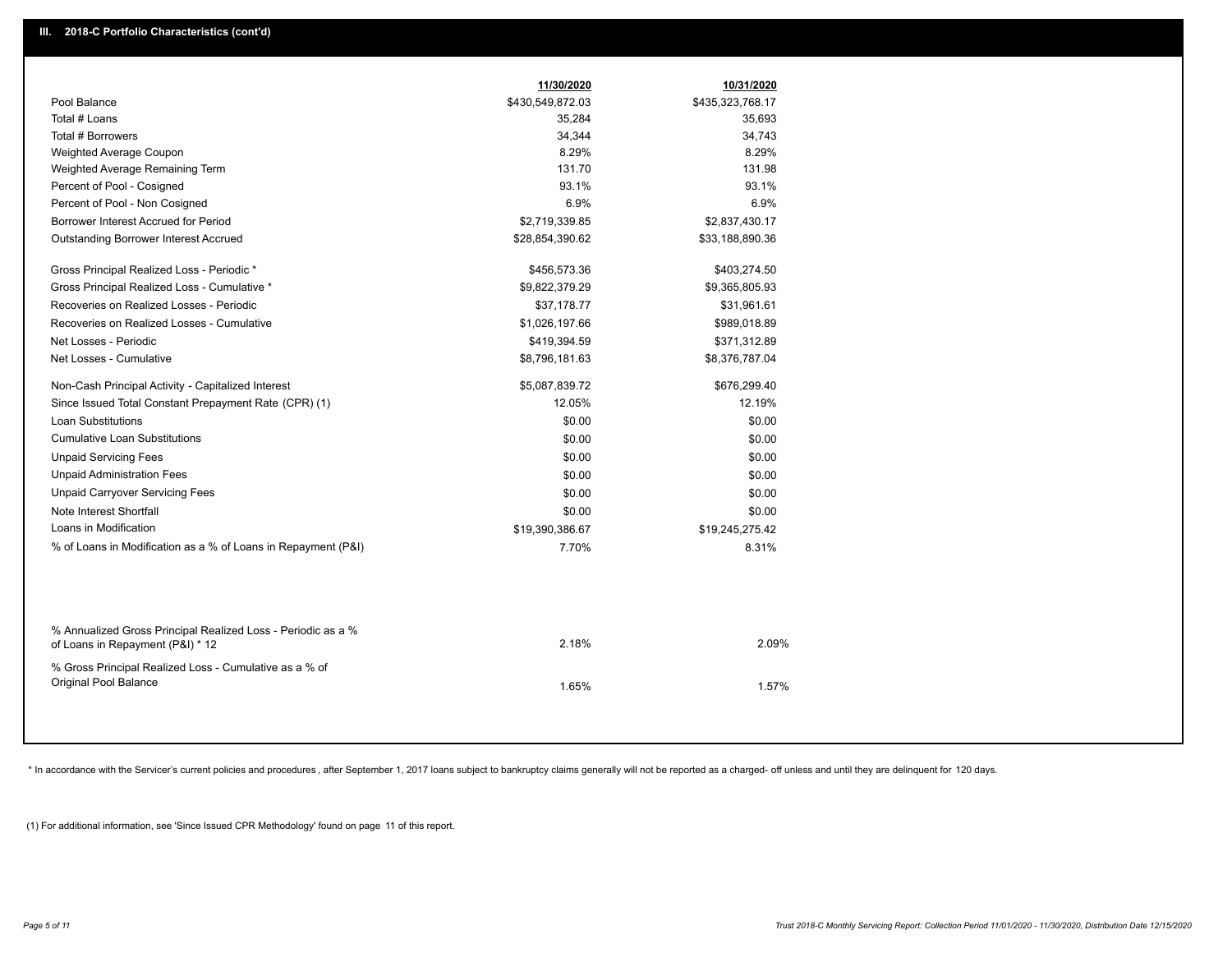## III. 2018-C Portfolio Characteristics (cont'd)

| | 11/30/2020 | 10/31/2020 |
|---|---|---|
| Pool Balance | $430,549,872.03 | $435,323,768.17 |
| Total # Loans | 35,284 | 35,693 |
| Total # Borrowers | 34,344 | 34,743 |
| Weighted Average Coupon | 8.29% | 8.29% |
| Weighted Average Remaining Term | 131.70 | 131.98 |
| Percent of Pool - Cosigned | 93.1% | 93.1% |
| Percent of Pool - Non Cosigned | 6.9% | 6.9% |
| Borrower Interest Accrued for Period | $2,719,339.85 | $2,837,430.17 |
| Outstanding Borrower Interest Accrued | $28,854,390.62 | $33,188,890.36 |
| Gross Principal Realized Loss - Periodic * | $456,573.36 | $403,274.50 |
| Gross Principal Realized Loss - Cumulative * | $9,822,379.29 | $9,365,805.93 |
| Recoveries on Realized Losses - Periodic | $37,178.77 | $31,961.61 |
| Recoveries on Realized Losses - Cumulative | $1,026,197.66 | $989,018.89 |
| Net Losses - Periodic | $419,394.59 | $371,312.89 |
| Net Losses - Cumulative | $8,796,181.63 | $8,376,787.04 |
| Non-Cash Principal Activity - Capitalized Interest | $5,087,839.72 | $676,299.40 |
| Since Issued Total Constant Prepayment Rate (CPR) (1) | 12.05% | 12.19% |
| Loan Substitutions | $0.00 | $0.00 |
| Cumulative Loan Substitutions | $0.00 | $0.00 |
| Unpaid Servicing Fees | $0.00 | $0.00 |
| Unpaid Administration Fees | $0.00 | $0.00 |
| Unpaid Carryover Servicing Fees | $0.00 | $0.00 |
| Note Interest Shortfall | $0.00 | $0.00 |
| Loans in Modification | $19,390,386.67 | $19,245,275.42 |
| % of Loans in Modification as a % of Loans in Repayment (P&I) | 7.70% | 8.31% |
| % Annualized Gross Principal Realized Loss - Periodic as a % of Loans in Repayment (P&I) * 12 | 2.18% | 2.09% |
| % Gross Principal Realized Loss - Cumulative as a % of Original Pool Balance | 1.65% | 1.57% |

* In accordance with the Servicer's current policies and procedures , after September 1, 2017 loans subject to bankruptcy claims generally will not be reported as a charged- off unless and until they are delinquent for 120 days.

(1) For additional information, see 'Since Issued CPR Methodology' found on page 11 of this report.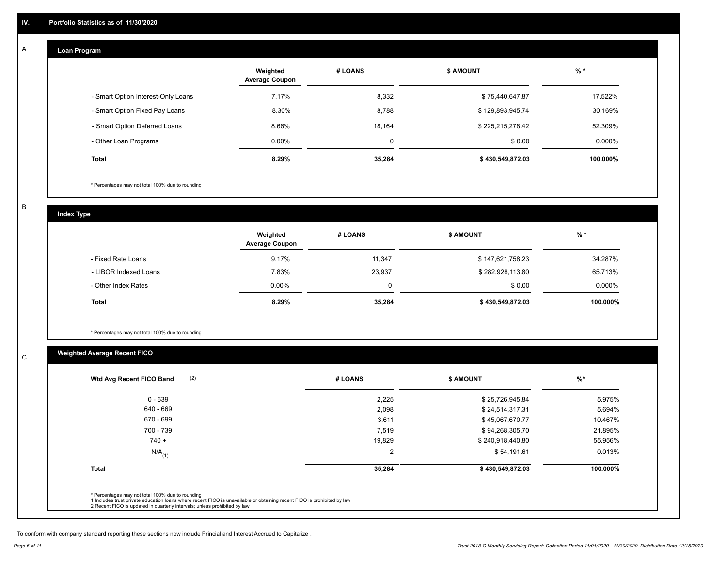## IV. Portfolio Statistics as of 11/30/2020

### A

#### Loan Program

| | Weighted Average Coupon | # LOANS | $ AMOUNT | % * |
|---|---|---|---|---|
| - Smart Option Interest-Only Loans | 7.17% | 8,332 | $ 75,440,647.87 | 17.522% |
| - Smart Option Fixed Pay Loans | 8.30% | 8,788 | $ 129,893,945.74 | 30.169% |
| - Smart Option Deferred Loans | 8.66% | 18,164 | $ 225,215,278.42 | 52.309% |
| - Other Loan Programs | 0.00% | 0 | $ 0.00 | 0.000% |
| **Total** | **8.29%** | **35,284** | **$ 430,549,872.03** | **100.000%** |

* Percentages may not total 100% due to rounding

### B

#### Index Type

| | Weighted Average Coupon | # LOANS | $ AMOUNT | % * |
|---|---|---|---|---|
| - Fixed Rate Loans | 9.17% | 11,347 | $ 147,621,758.23 | 34.287% |
| - LIBOR Indexed Loans | 7.83% | 23,937 | $ 282,928,113.80 | 65.713% |
| - Other Index Rates | 0.00% | 0 | $ 0.00 | 0.000% |
| **Total** | **8.29%** | **35,284** | **$ 430,549,872.03** | **100.000%** |

* Percentages may not total 100% due to rounding

### C

#### Weighted Average Recent FICO

| Wtd Avg Recent FICO Band (2) | # LOANS | $ AMOUNT | %* |
|---|---|---|---|
| 0 - 639 | 2,225 | $ 25,726,945.84 | 5.975% |
| 640 - 669 | 2,098 | $ 24,514,317.31 | 5.694% |
| 670 - 699 | 3,611 | $ 45,067,670.77 | 10.467% |
| 700 - 739 | 7,519 | $ 94,268,305.70 | 21.895% |
| 740 + | 19,829 | $ 240,918,440.80 | 55.956% |
| N/A (1) | 2 | $ 54,191.61 | 0.013% |
| **Total** | **35,284** | **$ 430,549,872.03** | **100.000%** |

* Percentages may not total 100% due to rounding
1 Includes trust private education loans where recent FICO is unavailable or obtaining recent FICO is prohibited by law
2 Recent FICO is updated in quarterly intervals; unless prohibited by law

To conform with company standard reporting these sections now include Princial and Interest Accrued to Capitalize .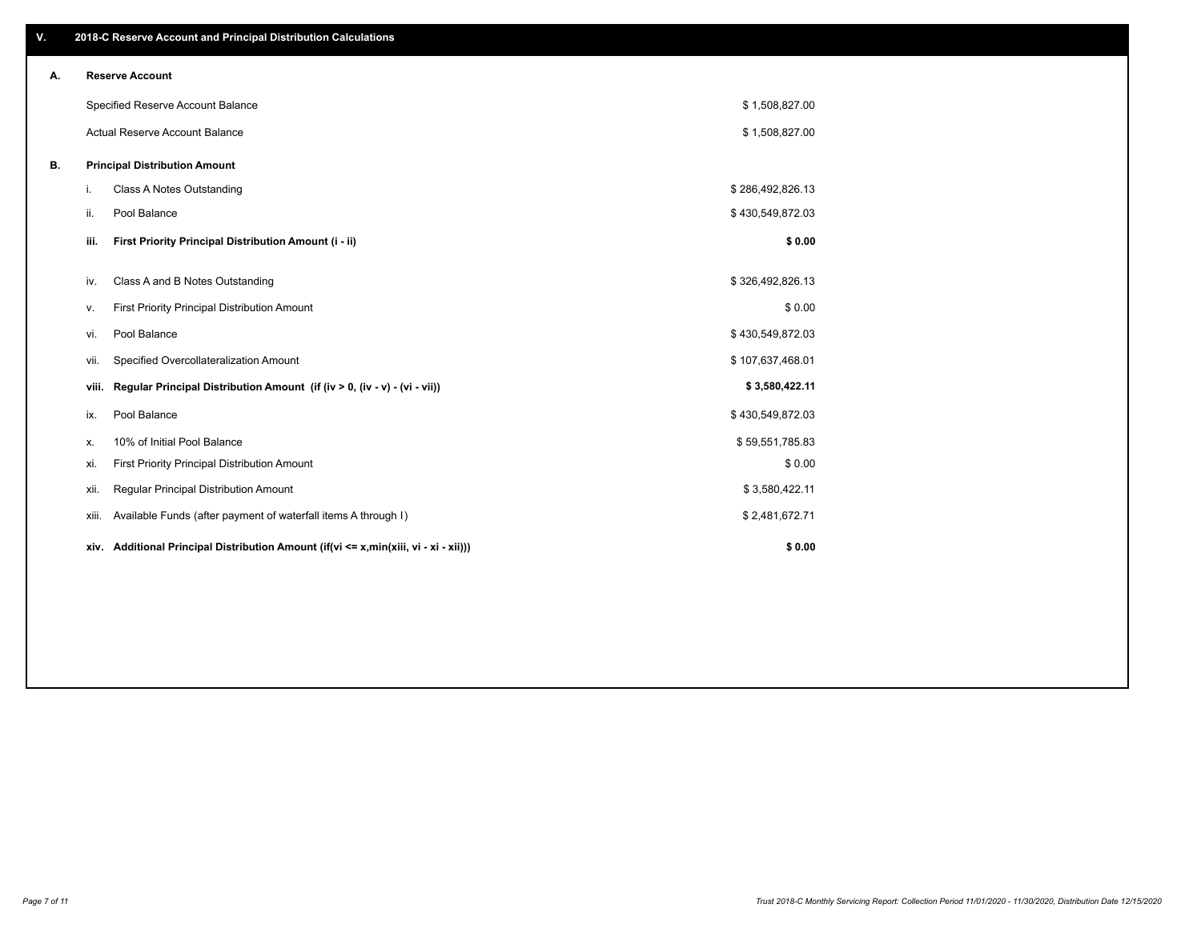## V. 2018-C Reserve Account and Principal Distribution Calculations

### A. Reserve Account

| | |
|---|---|
| Specified Reserve Account Balance | $ 1,508,827.00 |
| Actual Reserve Account Balance | $ 1,508,827.00 |

### B. Principal Distribution Amount

| | | |
|---|---|---|
| i. | Class A Notes Outstanding | $ 286,492,826.13 |
| ii. | Pool Balance | $ 430,549,872.03 |
| **iii.** | **First Priority Principal Distribution Amount (i - ii)** | **$ 0.00** |
| iv. | Class A and B Notes Outstanding | $ 326,492,826.13 |
| v. | First Priority Principal Distribution Amount | $ 0.00 |
| vi. | Pool Balance | $ 430,549,872.03 |
| vii. | Specified Overcollateralization Amount | $ 107,637,468.01 |
| **viii.** | **Regular Principal Distribution Amount (if (iv > 0, (iv - v) - (vi - vii))** | **$ 3,580,422.11** |
| ix. | Pool Balance | $ 430,549,872.03 |
| x. | 10% of Initial Pool Balance | $ 59,551,785.83 |
| xi. | First Priority Principal Distribution Amount | $ 0.00 |
| xii. | Regular Principal Distribution Amount | $ 3,580,422.11 |
| xiii. | Available Funds (after payment of waterfall items A through I) | $ 2,481,672.71 |
| **xiv.** | **Additional Principal Distribution Amount (if(vi <= x,min(xiii, vi - xi - xii)))** | **$ 0.00** |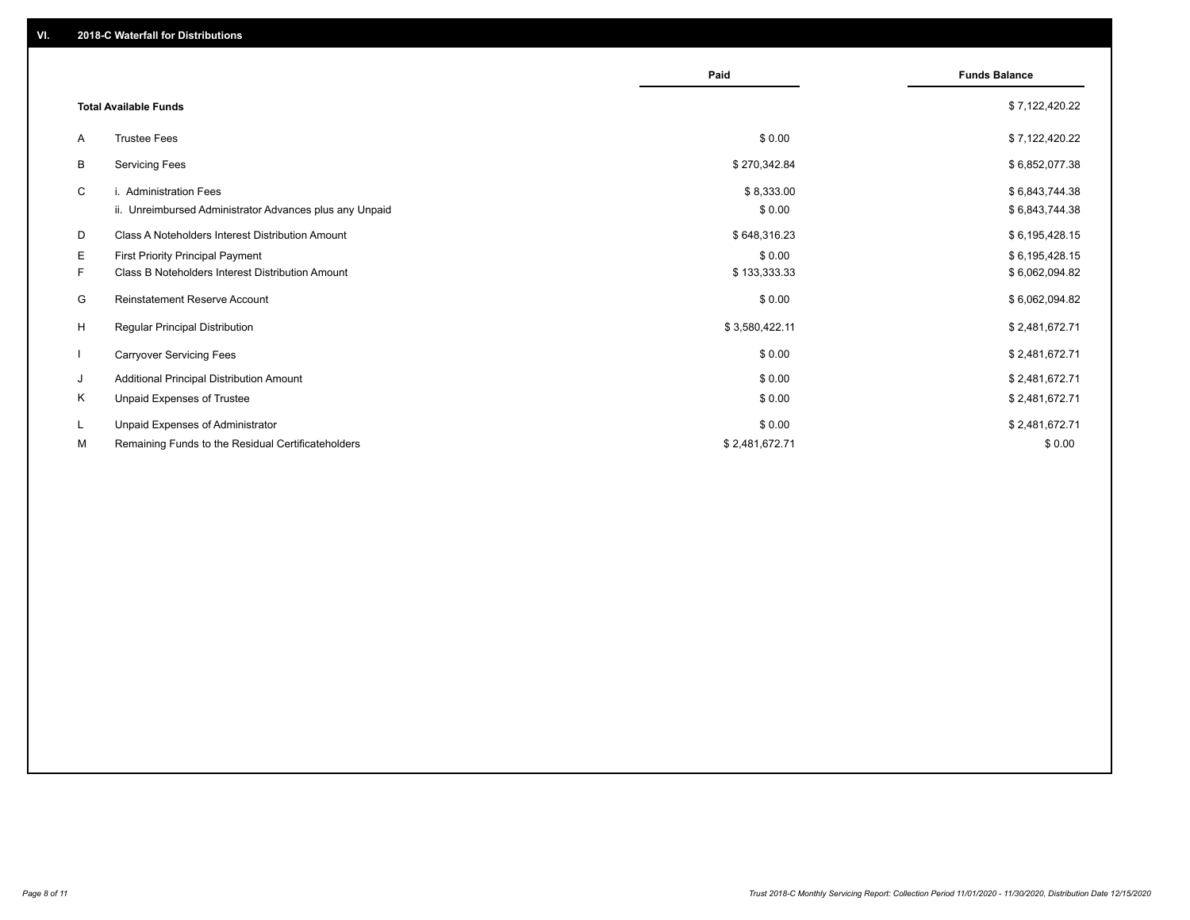## VI. 2018-C Waterfall for Distributions

| | | Paid | Funds Balance |
|---|---|---|---|
| | **Total Available Funds** | | $ 7,122,420.22 |
| A | Trustee Fees | $ 0.00 | $ 7,122,420.22 |
| B | Servicing Fees | $ 270,342.84 | $ 6,852,077.38 |
| C | i. Administration Fees | $ 8,333.00 | $ 6,843,744.38 |
| | ii. Unreimbursed Administrator Advances plus any Unpaid | $ 0.00 | $ 6,843,744.38 |
| D | Class A Noteholders Interest Distribution Amount | $ 648,316.23 | $ 6,195,428.15 |
| E | First Priority Principal Payment | $ 0.00 | $ 6,195,428.15 |
| F | Class B Noteholders Interest Distribution Amount | $ 133,333.33 | $ 6,062,094.82 |
| G | Reinstatement Reserve Account | $ 0.00 | $ 6,062,094.82 |
| H | Regular Principal Distribution | $ 3,580,422.11 | $ 2,481,672.71 |
| I | Carryover Servicing Fees | $ 0.00 | $ 2,481,672.71 |
| J | Additional Principal Distribution Amount | $ 0.00 | $ 2,481,672.71 |
| K | Unpaid Expenses of Trustee | $ 0.00 | $ 2,481,672.71 |
| L | Unpaid Expenses of Administrator | $ 0.00 | $ 2,481,672.71 |
| M | Remaining Funds to the Residual Certificateholders | $ 2,481,672.71 | $ 0.00 |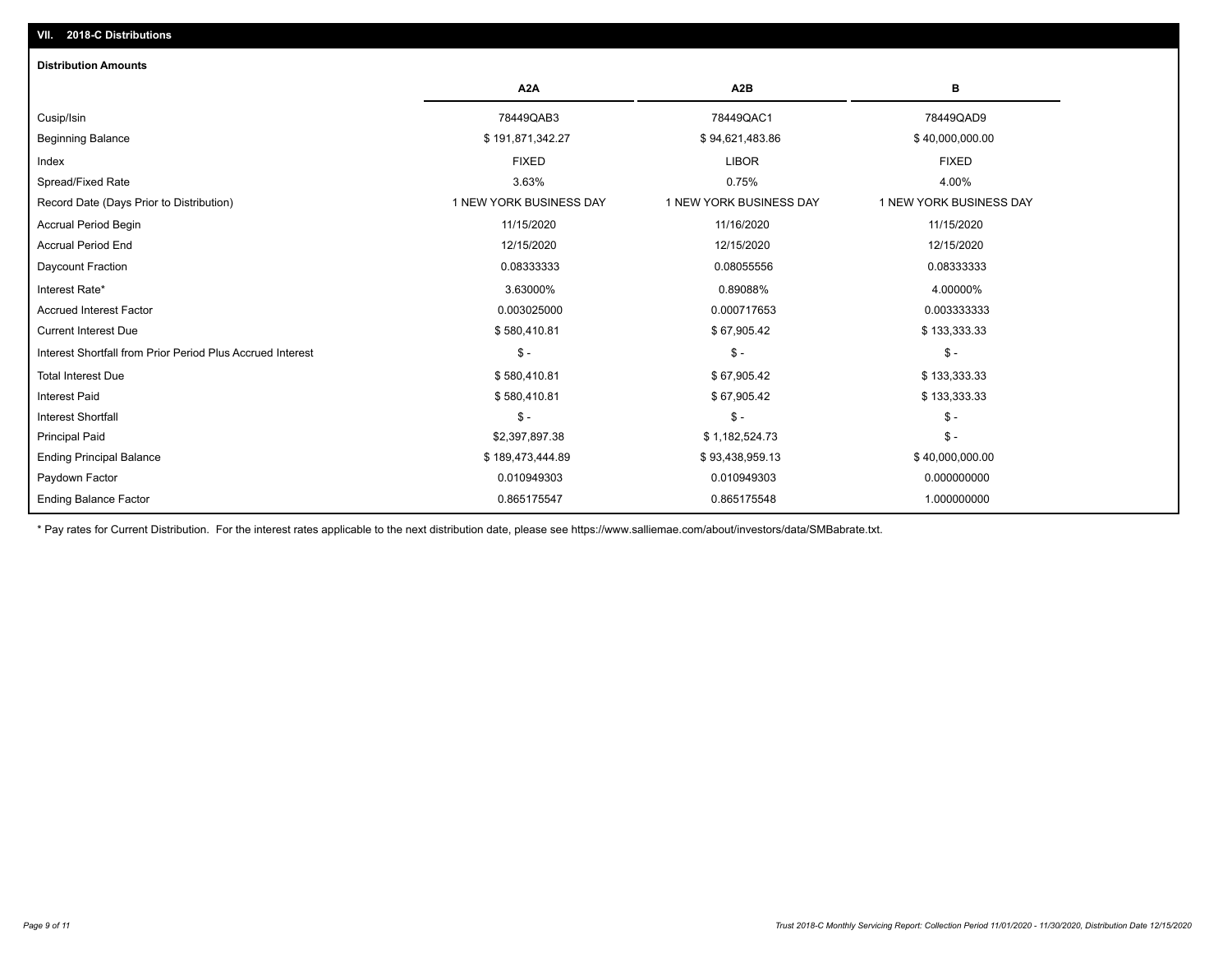## VII. 2018-C Distributions

### Distribution Amounts

| | A2A | A2B | B |
|---|---|---|---|
| Cusip/Isin | 78449QAB3 | 78449QAC1 | 78449QAD9 |
| Beginning Balance | $ 191,871,342.27 | $ 94,621,483.86 | $ 40,000,000.00 |
| Index | FIXED | LIBOR | FIXED |
| Spread/Fixed Rate | 3.63% | 0.75% | 4.00% |
| Record Date (Days Prior to Distribution) | 1 NEW YORK BUSINESS DAY | 1 NEW YORK BUSINESS DAY | 1 NEW YORK BUSINESS DAY |
| Accrual Period Begin | 11/15/2020 | 11/16/2020 | 11/15/2020 |
| Accrual Period End | 12/15/2020 | 12/15/2020 | 12/15/2020 |
| Daycount Fraction | 0.08333333 | 0.08055556 | 0.08333333 |
| Interest Rate* | 3.63000% | 0.89088% | 4.00000% |
| Accrued Interest Factor | 0.003025000 | 0.000717653 | 0.003333333 |
| Current Interest Due | $ 580,410.81 | $ 67,905.42 | $ 133,333.33 |
| Interest Shortfall from Prior Period Plus Accrued Interest | $ - | $ - | $ - |
| Total Interest Due | $ 580,410.81 | $ 67,905.42 | $ 133,333.33 |
| Interest Paid | $ 580,410.81 | $ 67,905.42 | $ 133,333.33 |
| Interest Shortfall | $ - | $ - | $ - |
| Principal Paid | $2,397,897.38 | $ 1,182,524.73 | $ - |
| Ending Principal Balance | $ 189,473,444.89 | $ 93,438,959.13 | $ 40,000,000.00 |
| Paydown Factor | 0.010949303 | 0.010949303 | 0.000000000 |
| Ending Balance Factor | 0.865175547 | 0.865175548 | 1.000000000 |

* Pay rates for Current Distribution. For the interest rates applicable to the next distribution date, please see https://www.salliemae.com/about/investors/data/SMBabrate.txt.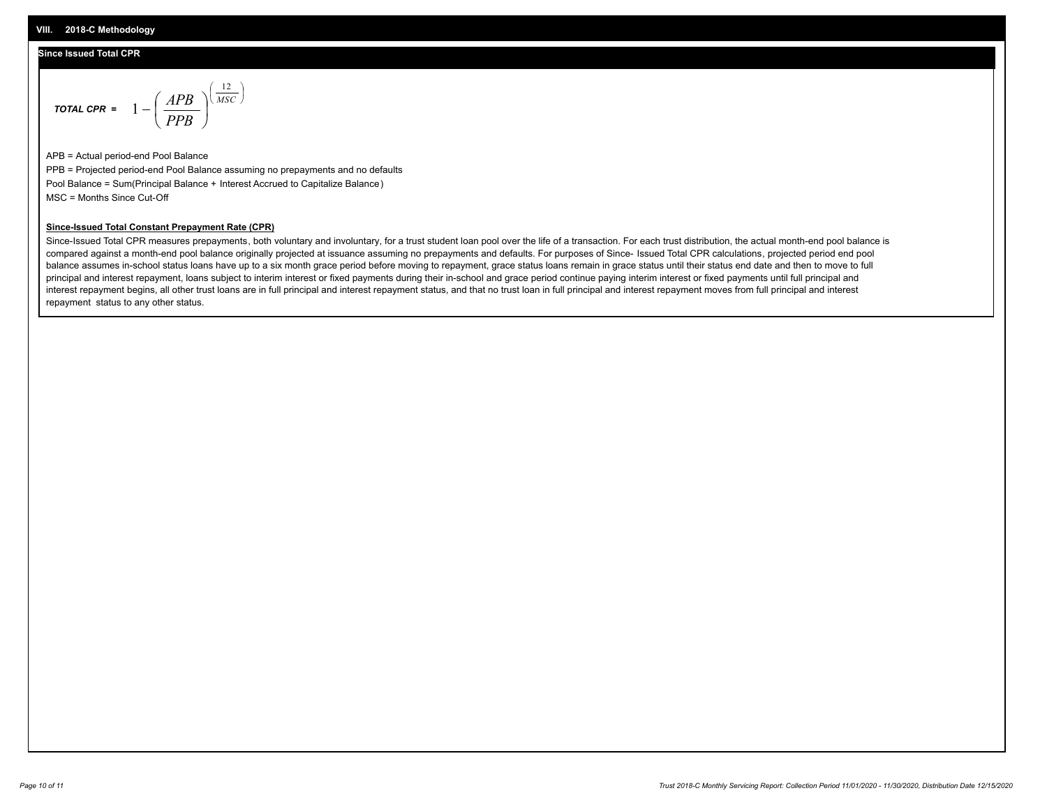## VIII. 2018-C Methodology

### Since Issued Total CPR

$$\textbf{TOTAL CPR} = 1 - \left( \frac{APB}{PPB} \right)^{\left( \frac{12}{MSC} \right)}$$

APB = Actual period-end Pool Balance

PPB = Projected period-end Pool Balance assuming no prepayments and no defaults

Pool Balance = Sum(Principal Balance + Interest Accrued to Capitalize Balance)

MSC = Months Since Cut-Off

**Since-Issued Total Constant Prepayment Rate (CPR)**

Since-Issued Total CPR measures prepayments, both voluntary and involuntary, for a trust student loan pool over the life of a transaction. For each trust distribution, the actual month-end pool balance is compared against a month-end pool balance originally projected at issuance assuming no prepayments and defaults. For purposes of Since- Issued Total CPR calculations, projected period end pool balance assumes in-school status loans have up to a six month grace period before moving to repayment, grace status loans remain in grace status until their status end date and then to move to full principal and interest repayment, loans subject to interim interest or fixed payments during their in-school and grace period continue paying interim interest or fixed payments until full principal and interest repayment begins, all other trust loans are in full principal and interest repayment status, and that no trust loan in full principal and interest repayment moves from full principal and interest repayment status to any other status.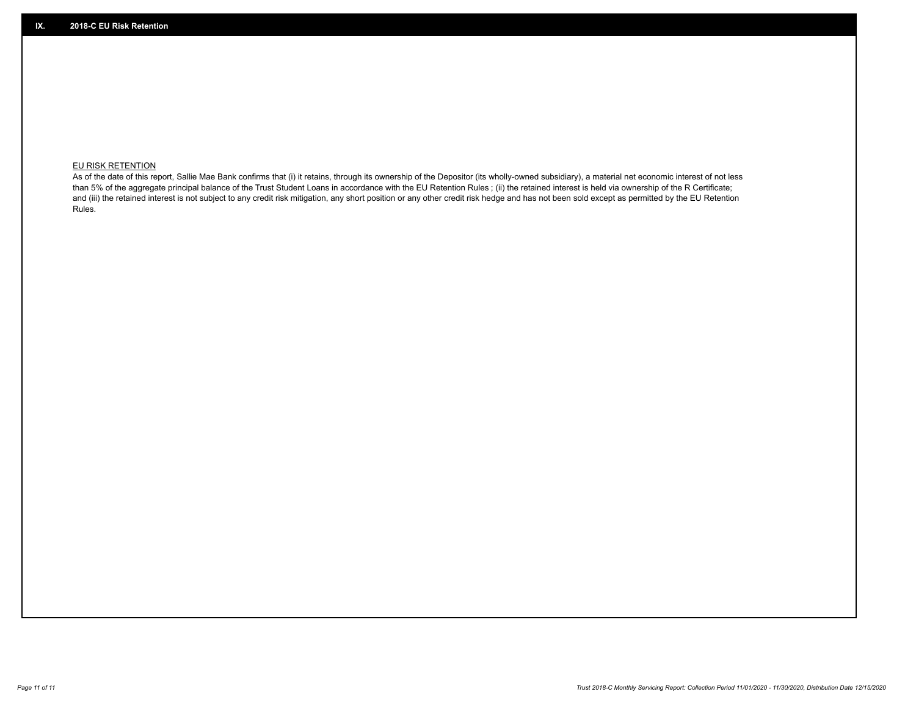## IX. 2018-C EU Risk Retention

EU RISK RETENTION

As of the date of this report, Sallie Mae Bank confirms that (i) it retains, through its ownership of the Depositor (its wholly-owned subsidiary), a material net economic interest of not less than 5% of the aggregate principal balance of the Trust Student Loans in accordance with the EU Retention Rules ; (ii) the retained interest is held via ownership of the R Certificate; and (iii) the retained interest is not subject to any credit risk mitigation, any short position or any other credit risk hedge and has not been sold except as permitted by the EU Retention Rules.